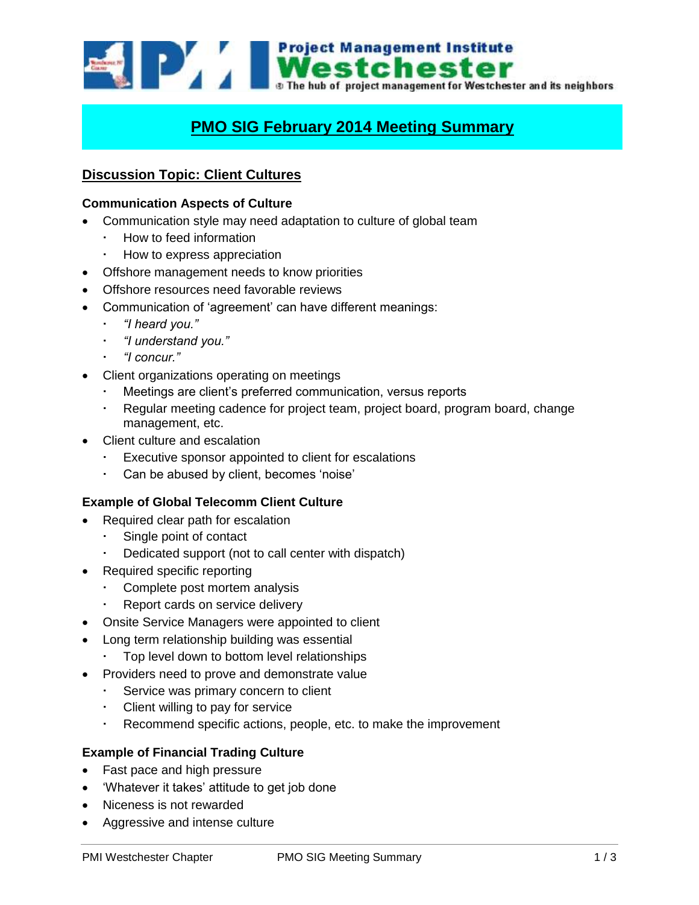# PMO SIG February 2014 Meeting Summary

## Discussion Topic: Client Cultures

### Communication Aspects of Culture

- Communication style may need adaptation to culture of global team
  - How to feed information
  - How to express appreciation
- Offshore management needs to know priorities
- Offshore resources need favorable reviews
- Communication of 'agreement' can have different meanings:
  - *"I heard you."*
  - *"I understand you."*
  - *"I concur."*
- Client organizations operating on meetings
  - Meetings are client's preferred communication, versus reports
  - Regular meeting cadence for project team, project board, program board, change management, etc.
- Client culture and escalation
  - Executive sponsor appointed to client for escalations
  - Can be abused by client, becomes 'noise'

### Example of Global Telecomm Client Culture

- Required clear path for escalation
  - Single point of contact
  - Dedicated support (not to call center with dispatch)
- Required specific reporting
  - Complete post mortem analysis
  - Report cards on service delivery
- Onsite Service Managers were appointed to client
- Long term relationship building was essential
  - Top level down to bottom level relationships
- Providers need to prove and demonstrate value
  - Service was primary concern to client
  - Client willing to pay for service
  - Recommend specific actions, people, etc. to make the improvement

### Example of Financial Trading Culture

- Fast pace and high pressure
- 'Whatever it takes' attitude to get job done
- Niceness is not rewarded
- Aggressive and intense culture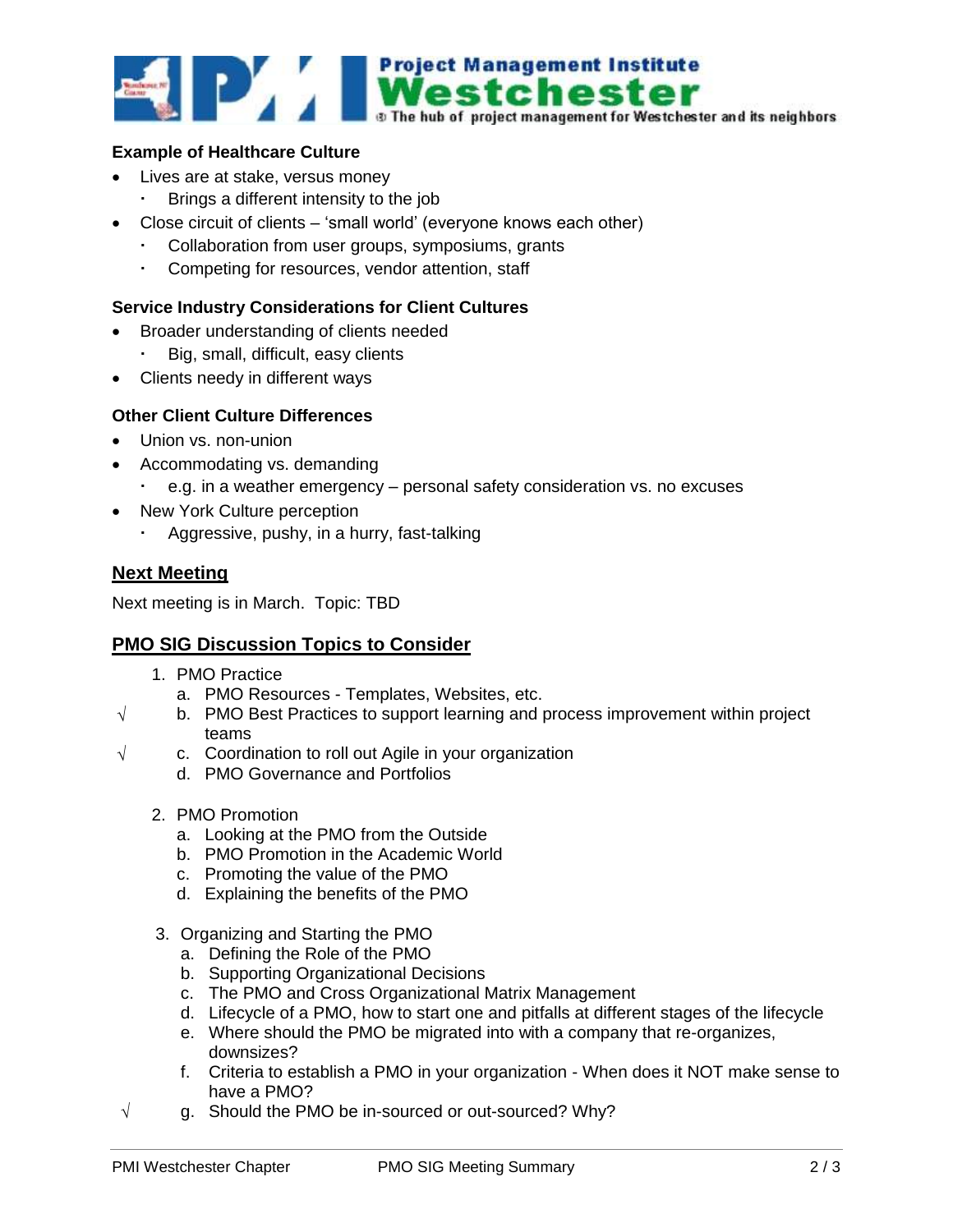**Example of Healthcare Culture**

- Lives are at stake, versus money
  - Brings a different intensity to the job
- Close circuit of clients – 'small world' (everyone knows each other)
  - Collaboration from user groups, symposiums, grants
  - Competing for resources, vendor attention, staff

**Service Industry Considerations for Client Cultures**

- Broader understanding of clients needed
  - Big, small, difficult, easy clients
- Clients needy in different ways

**Other Client Culture Differences**

- Union vs. non-union
- Accommodating vs. demanding
  - e.g. in a weather emergency – personal safety consideration vs. no excuses
- New York Culture perception
  - Aggressive, pushy, in a hurry, fast-talking

## Next Meeting

Next meeting is in March. Topic: TBD

## PMO SIG Discussion Topics to Consider

1. PMO Practice
   a. PMO Resources - Templates, Websites, etc.
   √ b. PMO Best Practices to support learning and process improvement within project teams
   √ c. Coordination to roll out Agile in your organization
   d. PMO Governance and Portfolios

2. PMO Promotion
   a. Looking at the PMO from the Outside
   b. PMO Promotion in the Academic World
   c. Promoting the value of the PMO
   d. Explaining the benefits of the PMO

3. Organizing and Starting the PMO
   a. Defining the Role of the PMO
   b. Supporting Organizational Decisions
   c. The PMO and Cross Organizational Matrix Management
   d. Lifecycle of a PMO, how to start one and pitfalls at different stages of the lifecycle
   e. Where should the PMO be migrated into with a company that re-organizes, downsizes?
   f. Criteria to establish a PMO in your organization - When does it NOT make sense to have a PMO?
   √ g. Should the PMO be in-sourced or out-sourced? Why?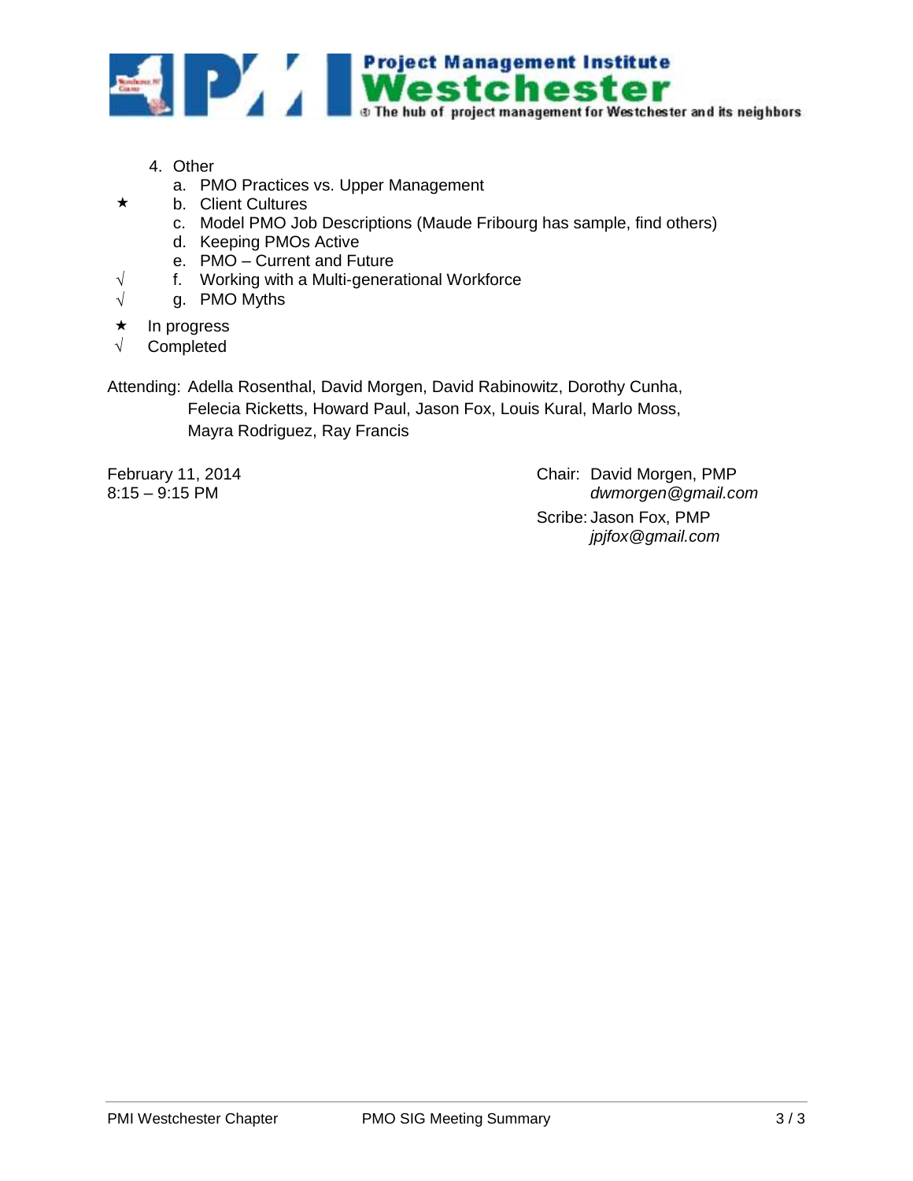4. Other
   - a. PMO Practices vs. Upper Management
   - ★ b. Client Cultures
   - c. Model PMO Job Descriptions (Maude Fribourg has sample, find others)
   - d. Keeping PMOs Active
   - e. PMO – Current and Future
   - √ f. Working with a Multi-generational Workforce
   - √ g. PMO Myths

★ In progress
√ Completed

Attending: Adella Rosenthal, David Morgen, David Rabinowitz, Dorothy Cunha, Felecia Ricketts, Howard Paul, Jason Fox, Louis Kural, Marlo Moss, Mayra Rodriguez, Ray Francis

February 11, 2014
8:15 – 9:15 PM

Chair: David Morgen, PMP
*dwmorgen@gmail.com*

Scribe: Jason Fox, PMP
*jpjfox@gmail.com*